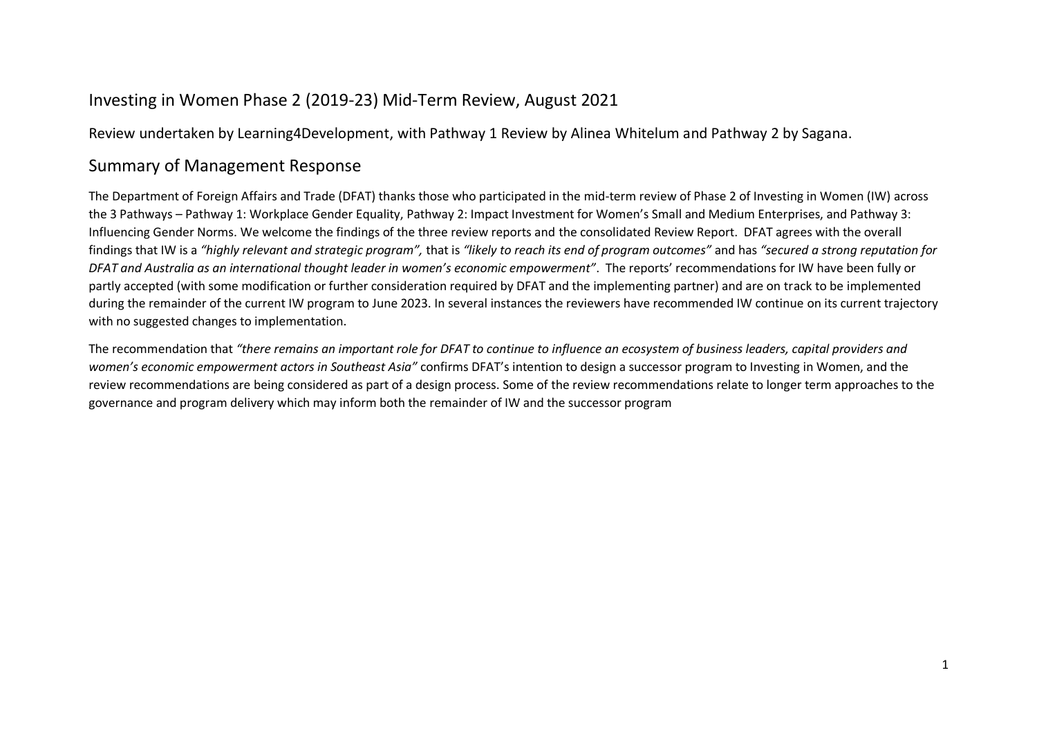# Investing in Women Phase 2 (2019-23) Mid-Term Review, August 2021

Review undertaken by Learning4Development, with Pathway 1 Review by Alinea Whitelum and Pathway 2 by Sagana.

## Summary of Management Response

The Department of Foreign Affairs and Trade (DFAT) thanks those who participated in the mid-term review of Phase 2 of Investing in Women (IW) across the 3 Pathways – Pathway 1: Workplace Gender Equality, Pathway 2: Impact Investment for Women's Small and Medium Enterprises, and Pathway 3: Influencing Gender Norms. We welcome the findings of the three review reports and the consolidated Review Report. DFAT agrees with the overall findings that IW is a *"highly relevant and strategic program",* that is *"likely to reach its end of program outcomes"* and has *"secured a strong reputation for DFAT and Australia as an international thought leader in women's economic empowerment"*. The reports' recommendations for IW have been fully or partly accepted (with some modification or further consideration required by DFAT and the implementing partner) and are on track to be implemented during the remainder of the current IW program to June 2023. In several instances the reviewers have recommended IW continue on its current trajectory with no suggested changes to implementation.

The recommendation that *"there remains an important role for DFAT to continue to influence an ecosystem of business leaders, capital providers and women's economic empowerment actors in Southeast Asia"* confirms DFAT's intention to design a successor program to Investing in Women, and the review recommendations are being considered as part of a design process. Some of the review recommendations relate to longer term approaches to the governance and program delivery which may inform both the remainder of IW and the successor program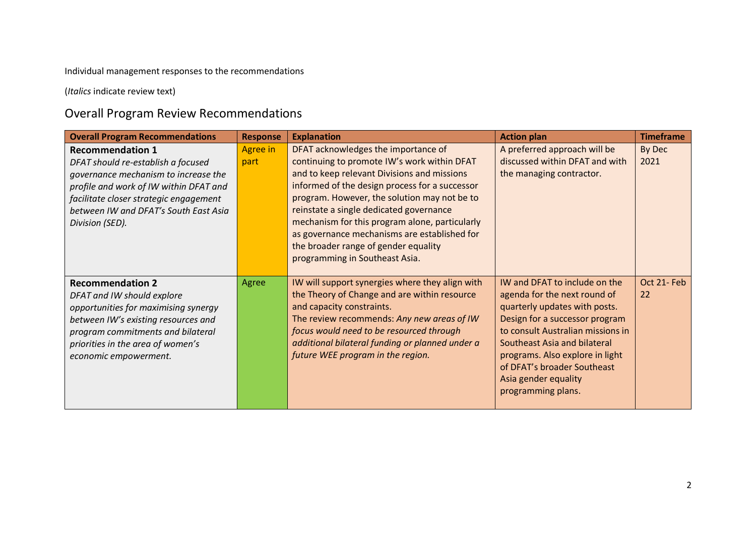Individual management responses to the recommendations

(*Italics* indicate review text)

## Overall Program Review Recommendations

| Overall Program Recommendations | Response | Explanation | Action plan | Timeframe |
|---|---|---|---|---|
| **Recommendation 1** *DFAT should re-establish a focused governance mechanism to increase the profile and work of IW within DFAT and facilitate closer strategic engagement between IW and DFAT's South East Asia Division (SED).* | Agree in part | DFAT acknowledges the importance of continuing to promote IW's work within DFAT and to keep relevant Divisions and missions informed of the design process for a successor program. However, the solution may not be to reinstate a single dedicated governance mechanism for this program alone, particularly as governance mechanisms are established for the broader range of gender equality programming in Southeast Asia. | A preferred approach will be discussed within DFAT and with the managing contractor. | By Dec 2021 |
| **Recommendation 2** *DFAT and IW should explore opportunities for maximising synergy between IW's existing resources and program commitments and bilateral priorities in the area of women's economic empowerment.* | Agree | IW will support synergies where they align with the Theory of Change and are within resource and capacity constraints. The review recommends: *Any new areas of IW focus would need to be resourced through additional bilateral funding or planned under a future WEE program in the region.* | IW and DFAT to include on the agenda for the next round of quarterly updates with posts. Design for a successor program to consult Australian missions in Southeast Asia and bilateral programs. Also explore in light of DFAT's broader Southeast Asia gender equality programming plans. | Oct 21- Feb 22 |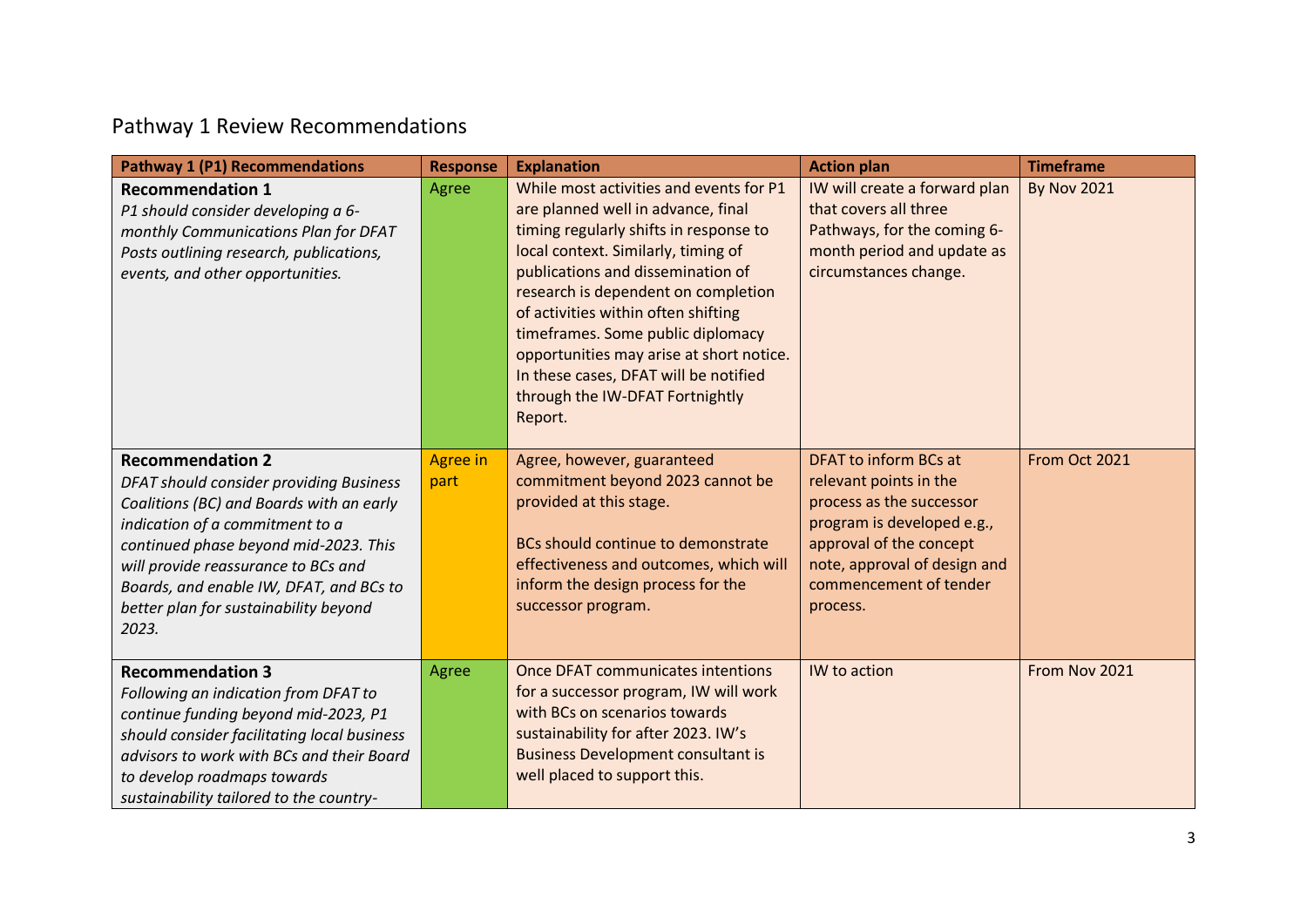## Pathway 1 Review Recommendations

| Pathway 1 (P1) Recommendations | Response | Explanation | Action plan | Timeframe |
|---|---|---|---|---|
| **Recommendation 1** *P1 should consider developing a 6-monthly Communications Plan for DFAT Posts outlining research, publications, events, and other opportunities.* | Agree | While most activities and events for P1 are planned well in advance, final timing regularly shifts in response to local context. Similarly, timing of publications and dissemination of research is dependent on completion of activities within often shifting timeframes. Some public diplomacy opportunities may arise at short notice. In these cases, DFAT will be notified through the IW-DFAT Fortnightly Report. | IW will create a forward plan that covers all three Pathways, for the coming 6-month period and update as circumstances change. | By Nov 2021 |
| **Recommendation 2** *DFAT should consider providing Business Coalitions (BC) and Boards with an early indication of a commitment to a continued phase beyond mid-2023. This will provide reassurance to BCs and Boards, and enable IW, DFAT, and BCs to better plan for sustainability beyond 2023.* | Agree in part | Agree, however, guaranteed commitment beyond 2023 cannot be provided at this stage.<br><br>BCs should continue to demonstrate effectiveness and outcomes, which will inform the design process for the successor program. | DFAT to inform BCs at relevant points in the process as the successor program is developed e.g., approval of the concept note, approval of design and commencement of tender process. | From Oct 2021 |
| **Recommendation 3** *Following an indication from DFAT to continue funding beyond mid-2023, P1 should consider facilitating local business advisors to work with BCs and their Board to develop roadmaps towards sustainability tailored to the country-* | Agree | Once DFAT communicates intentions for a successor program, IW will work with BCs on scenarios towards sustainability for after 2023. IW's Business Development consultant is well placed to support this. | IW to action | From Nov 2021 |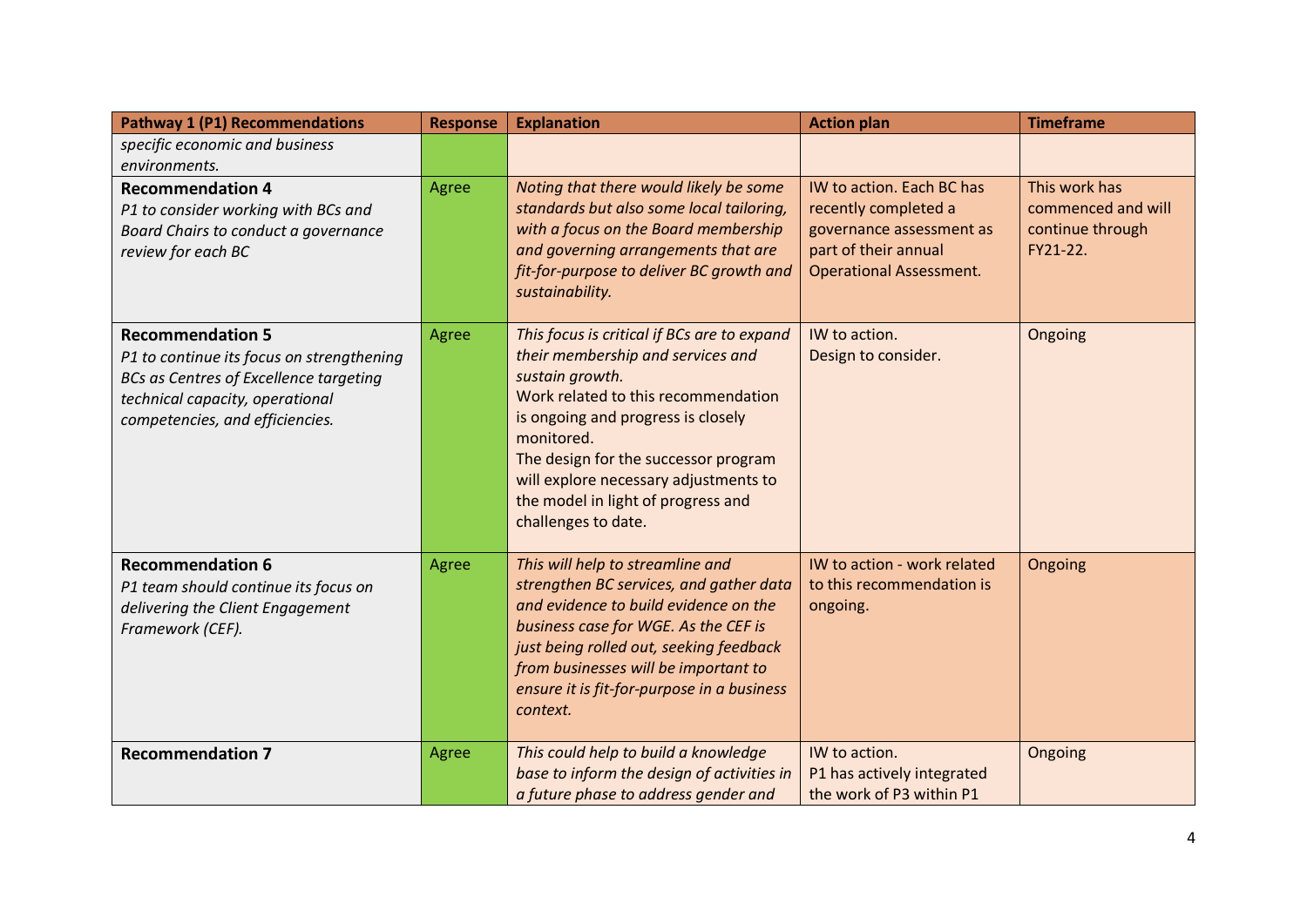| Pathway 1 (P1) Recommendations | Response | Explanation | Action plan | Timeframe |
|---|---|---|---|---|
| *specific economic and business environments.* | | | | |
| **Recommendation 4**<br>*P1 to consider working with BCs and Board Chairs to conduct a governance review for each BC* | Agree | *Noting that there would likely be some standards but also some local tailoring, with a focus on the Board membership and governing arrangements that are fit-for-purpose to deliver BC growth and sustainability.* | IW to action. Each BC has recently completed a governance assessment as part of their annual Operational Assessment. | This work has commenced and will continue through FY21-22. |
| **Recommendation 5**<br>*P1 to continue its focus on strengthening BCs as Centres of Excellence targeting technical capacity, operational competencies, and efficiencies.* | Agree | *This focus is critical if BCs are to expand their membership and services and sustain growth.*<br>Work related to this recommendation is ongoing and progress is closely monitored.<br>The design for the successor program will explore necessary adjustments to the model in light of progress and challenges to date. | IW to action.<br>Design to consider. | Ongoing |
| **Recommendation 6**<br>*P1 team should continue its focus on delivering the Client Engagement Framework (CEF).* | Agree | *This will help to streamline and strengthen BC services, and gather data and evidence to build evidence on the business case for WGE. As the CEF is just being rolled out, seeking feedback from businesses will be important to ensure it is fit-for-purpose in a business context.* | IW to action - work related to this recommendation is ongoing. | Ongoing |
| **Recommendation 7** | Agree | *This could help to build a knowledge base to inform the design of activities in a future phase to address gender and* | IW to action.<br>P1 has actively integrated the work of P3 within P1 | Ongoing |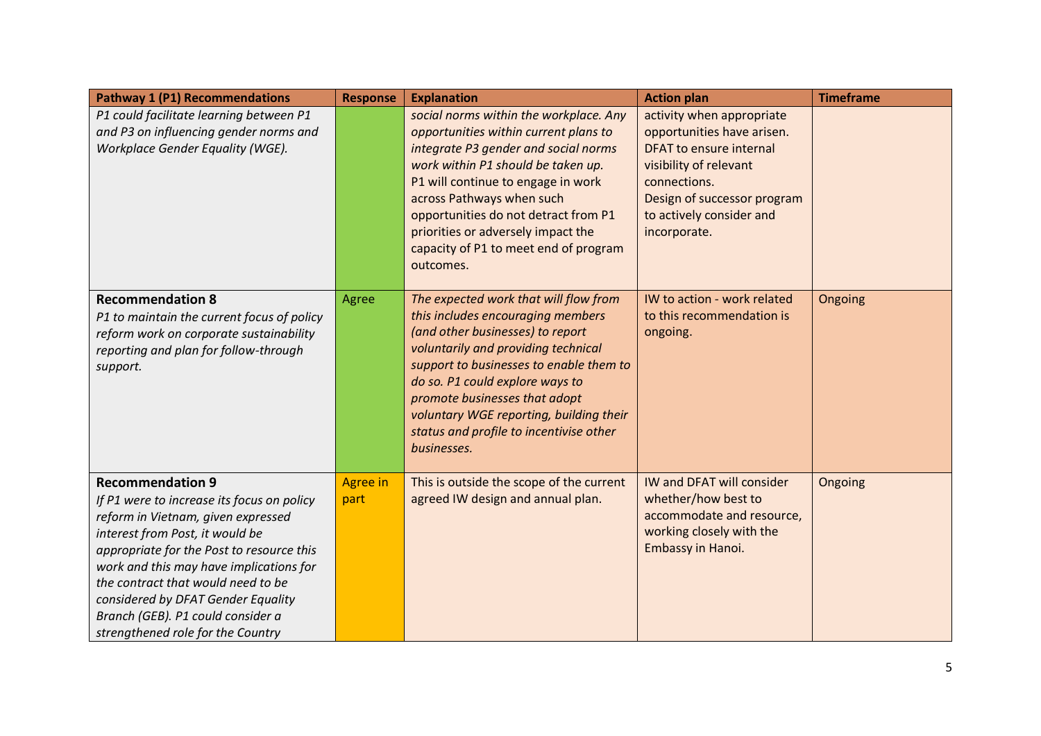| Pathway 1 (P1) Recommendations | Response | Explanation | Action plan | Timeframe |
|---|---|---|---|---|
| *P1 could facilitate learning between P1 and P3 on influencing gender norms and Workplace Gender Equality (WGE).* | | *social norms within the workplace. Any opportunities within current plans to integrate P3 gender and social norms work within P1 should be taken up.* P1 will continue to engage in work across Pathways when such opportunities do not detract from P1 priorities or adversely impact the capacity of P1 to meet end of program outcomes. | activity when appropriate opportunities have arisen. DFAT to ensure internal visibility of relevant connections. Design of successor program to actively consider and incorporate. | |
| **Recommendation 8** *P1 to maintain the current focus of policy reform work on corporate sustainability reporting and plan for follow-through support.* | Agree | *The expected work that will flow from this includes encouraging members (and other businesses) to report voluntarily and providing technical support to businesses to enable them to do so. P1 could explore ways to promote businesses that adopt voluntary WGE reporting, building their status and profile to incentivise other businesses.* | IW to action - work related to this recommendation is ongoing. | Ongoing |
| **Recommendation 9** *If P1 were to increase its focus on policy reform in Vietnam, given expressed interest from Post, it would be appropriate for the Post to resource this work and this may have implications for the contract that would need to be considered by DFAT Gender Equality Branch (GEB). P1 could consider a strengthened role for the Country* | Agree in part | This is outside the scope of the current agreed IW design and annual plan. | IW and DFAT will consider whether/how best to accommodate and resource, working closely with the Embassy in Hanoi. | Ongoing |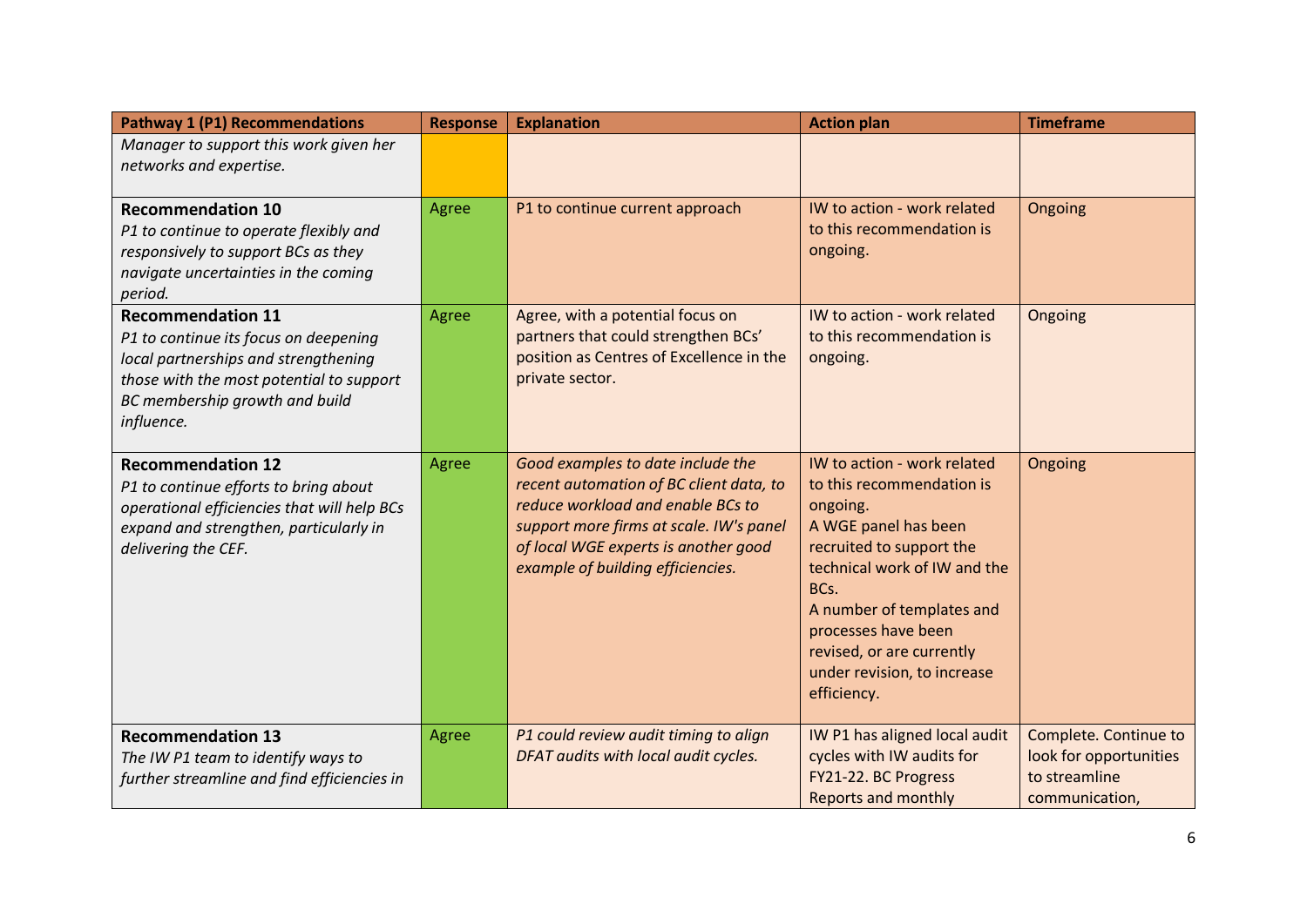| Pathway 1 (P1) Recommendations | Response | Explanation | Action plan | Timeframe |
|---|---|---|---|---|
| *Manager to support this work given her networks and expertise.* | | | | |
| **Recommendation 10** *P1 to continue to operate flexibly and responsively to support BCs as they navigate uncertainties in the coming period.* | Agree | P1 to continue current approach | IW to action - work related to this recommendation is ongoing. | Ongoing |
| **Recommendation 11** *P1 to continue its focus on deepening local partnerships and strengthening those with the most potential to support BC membership growth and build influence.* | Agree | Agree, with a potential focus on partners that could strengthen BCs' position as Centres of Excellence in the private sector. | IW to action - work related to this recommendation is ongoing. | Ongoing |
| **Recommendation 12** *P1 to continue efforts to bring about operational efficiencies that will help BCs expand and strengthen, particularly in delivering the CEF.* | Agree | *Good examples to date include the recent automation of BC client data, to reduce workload and enable BCs to support more firms at scale. IW's panel of local WGE experts is another good example of building efficiencies.* | IW to action - work related to this recommendation is ongoing. A WGE panel has been recruited to support the technical work of IW and the BCs. A number of templates and processes have been revised, or are currently under revision, to increase efficiency. | Ongoing |
| **Recommendation 13** *The IW P1 team to identify ways to further streamline and find efficiencies in* | Agree | *P1 could review audit timing to align DFAT audits with local audit cycles.* | IW P1 has aligned local audit cycles with IW audits for FY21-22. BC Progress Reports and monthly | Complete. Continue to look for opportunities to streamline communication, |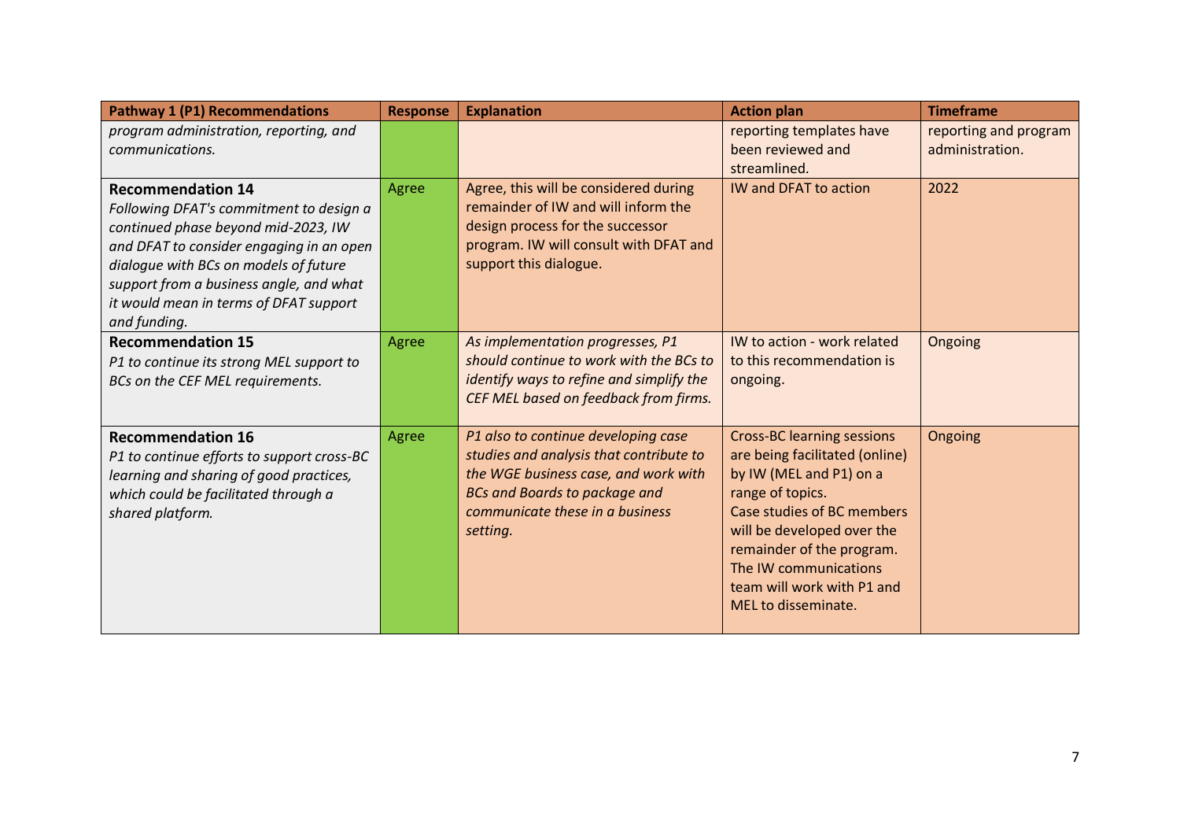| Pathway 1 (P1) Recommendations | Response | Explanation | Action plan | Timeframe |
|---|---|---|---|---|
| *program administration, reporting, and communications.* | | | reporting templates have been reviewed and streamlined. | reporting and program administration. |
| **Recommendation 14** *Following DFAT's commitment to design a continued phase beyond mid-2023, IW and DFAT to consider engaging in an open dialogue with BCs on models of future support from a business angle, and what it would mean in terms of DFAT support and funding.* | Agree | Agree, this will be considered during remainder of IW and will inform the design process for the successor program. IW will consult with DFAT and support this dialogue. | IW and DFAT to action | 2022 |
| **Recommendation 15** *P1 to continue its strong MEL support to BCs on the CEF MEL requirements.* | Agree | *As implementation progresses, P1 should continue to work with the BCs to identify ways to refine and simplify the CEF MEL based on feedback from firms.* | IW to action - work related to this recommendation is ongoing. | Ongoing |
| **Recommendation 16** *P1 to continue efforts to support cross-BC learning and sharing of good practices, which could be facilitated through a shared platform.* | Agree | *P1 also to continue developing case studies and analysis that contribute to the WGE business case, and work with BCs and Boards to package and communicate these in a business setting.* | Cross-BC learning sessions are being facilitated (online) by IW (MEL and P1) on a range of topics. Case studies of BC members will be developed over the remainder of the program. The IW communications team will work with P1 and MEL to disseminate. | Ongoing |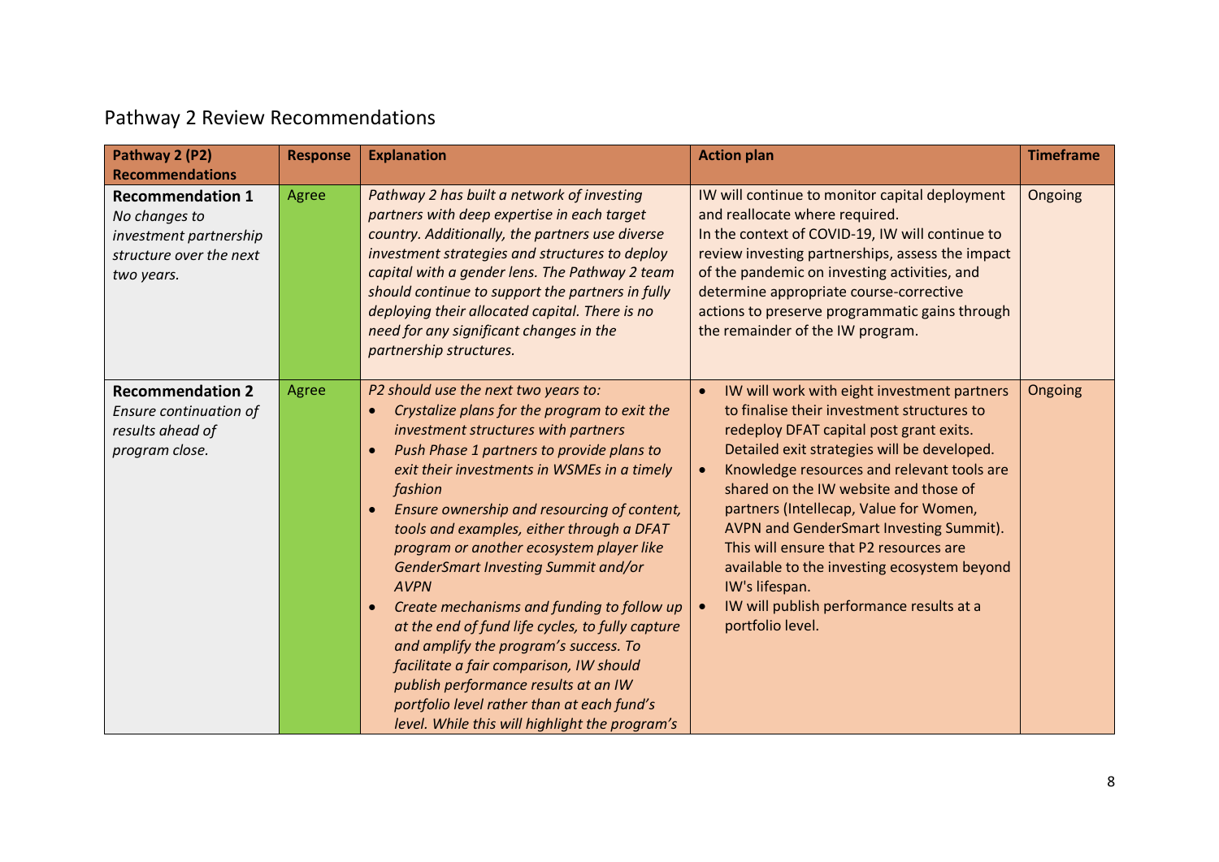## Pathway 2 Review Recommendations

| Pathway 2 (P2) Recommendations | Response | Explanation | Action plan | Timeframe |
|---|---|---|---|---|
| **Recommendation 1** *No changes to investment partnership structure over the next two years.* | Agree | *Pathway 2 has built a network of investing partners with deep expertise in each target country. Additionally, the partners use diverse investment strategies and structures to deploy capital with a gender lens. The Pathway 2 team should continue to support the partners in fully deploying their allocated capital. There is no need for any significant changes in the partnership structures.* | IW will continue to monitor capital deployment and reallocate where required. In the context of COVID-19, IW will continue to review investing partnerships, assess the impact of the pandemic on investing activities, and determine appropriate course-corrective actions to preserve programmatic gains through the remainder of the IW program. | Ongoing |
| **Recommendation 2** *Ensure continuation of results ahead of program close.* | Agree | *P2 should use the next two years to:*<br>• *Crystalize plans for the program to exit the investment structures with partners*<br>• *Push Phase 1 partners to provide plans to exit their investments in WSMEs in a timely fashion*<br>• *Ensure ownership and resourcing of content, tools and examples, either through a DFAT program or another ecosystem player like GenderSmart Investing Summit and/or AVPN*<br>• *Create mechanisms and funding to follow up at the end of fund life cycles, to fully capture and amplify the program's success. To facilitate a fair comparison, IW should publish performance results at an IW portfolio level rather than at each fund's level. While this will highlight the program's* | • IW will work with eight investment partners to finalise their investment structures to redeploy DFAT capital post grant exits. Detailed exit strategies will be developed.<br>• Knowledge resources and relevant tools are shared on the IW website and those of partners (Intellecap, Value for Women, AVPN and GenderSmart Investing Summit). This will ensure that P2 resources are available to the investing ecosystem beyond IW's lifespan.<br>• IW will publish performance results at a portfolio level. | Ongoing |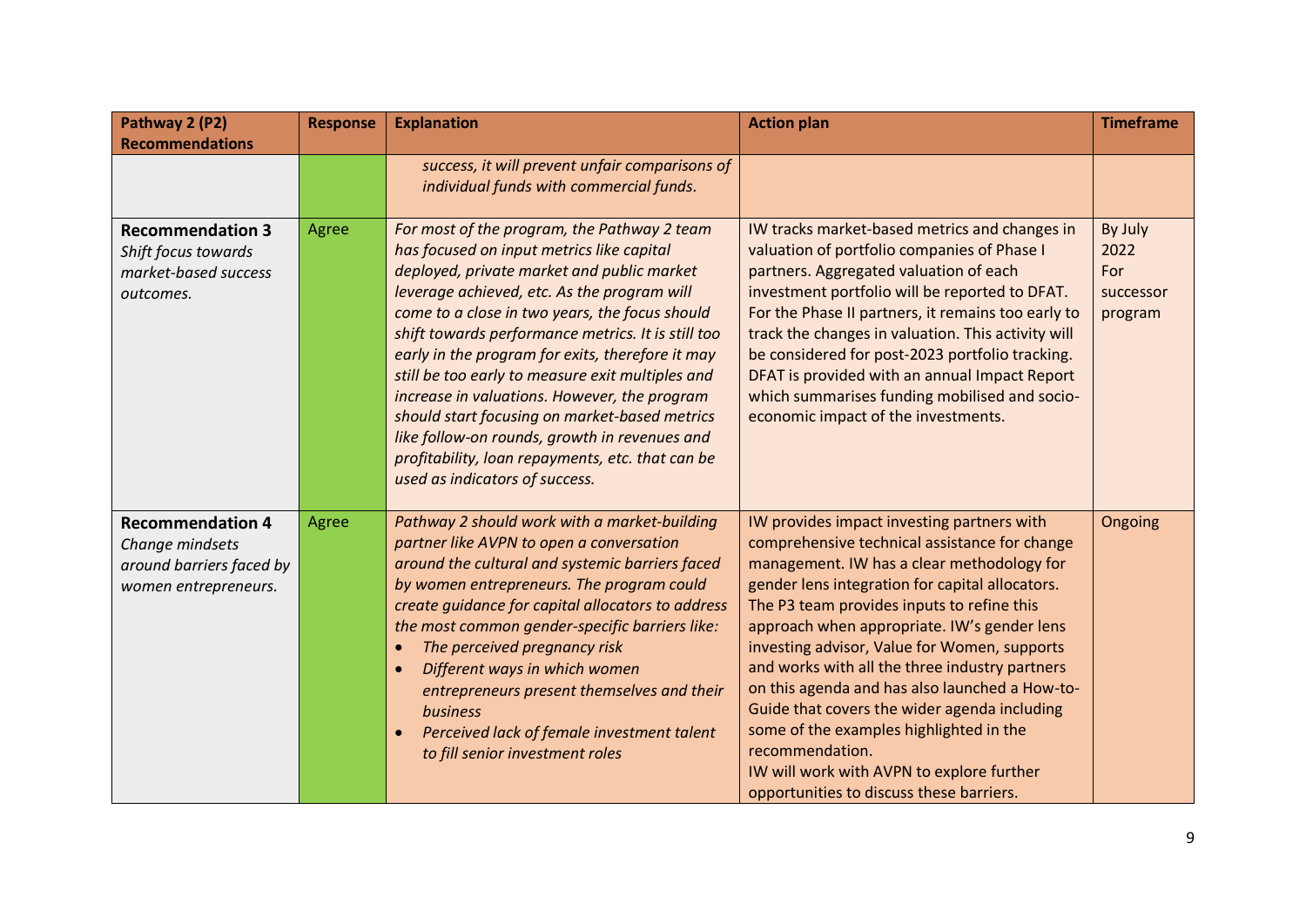| Pathway 2 (P2) Recommendations | Response | Explanation | Action plan | Timeframe |
|---|---|---|---|---|
| | | *success, it will prevent unfair comparisons of individual funds with commercial funds.* | | |
| **Recommendation 3** *Shift focus towards market-based success outcomes.* | Agree | *For most of the program, the Pathway 2 team has focused on input metrics like capital deployed, private market and public market leverage achieved, etc. As the program will come to a close in two years, the focus should shift towards performance metrics. It is still too early in the program for exits, therefore it may still be too early to measure exit multiples and increase in valuations. However, the program should start focusing on market-based metrics like follow-on rounds, growth in revenues and profitability, loan repayments, etc. that can be used as indicators of success.* | IW tracks market-based metrics and changes in valuation of portfolio companies of Phase I partners. Aggregated valuation of each investment portfolio will be reported to DFAT. For the Phase II partners, it remains too early to track the changes in valuation. This activity will be considered for post-2023 portfolio tracking. DFAT is provided with an annual Impact Report which summarises funding mobilised and socio-economic impact of the investments. | By July 2022 For successor program |
| **Recommendation 4** *Change mindsets around barriers faced by women entrepreneurs.* | Agree | *Pathway 2 should work with a market-building partner like AVPN to open a conversation around the cultural and systemic barriers faced by women entrepreneurs. The program could create guidance for capital allocators to address the most common gender-specific barriers like:*<br>• *The perceived pregnancy risk*<br>• *Different ways in which women entrepreneurs present themselves and their business*<br>• *Perceived lack of female investment talent to fill senior investment roles* | IW provides impact investing partners with comprehensive technical assistance for change management. IW has a clear methodology for gender lens integration for capital allocators. The P3 team provides inputs to refine this approach when appropriate. IW's gender lens investing advisor, Value for Women, supports and works with all the three industry partners on this agenda and has also launched a How-to-Guide that covers the wider agenda including some of the examples highlighted in the recommendation.<br>IW will work with AVPN to explore further opportunities to discuss these barriers. | Ongoing |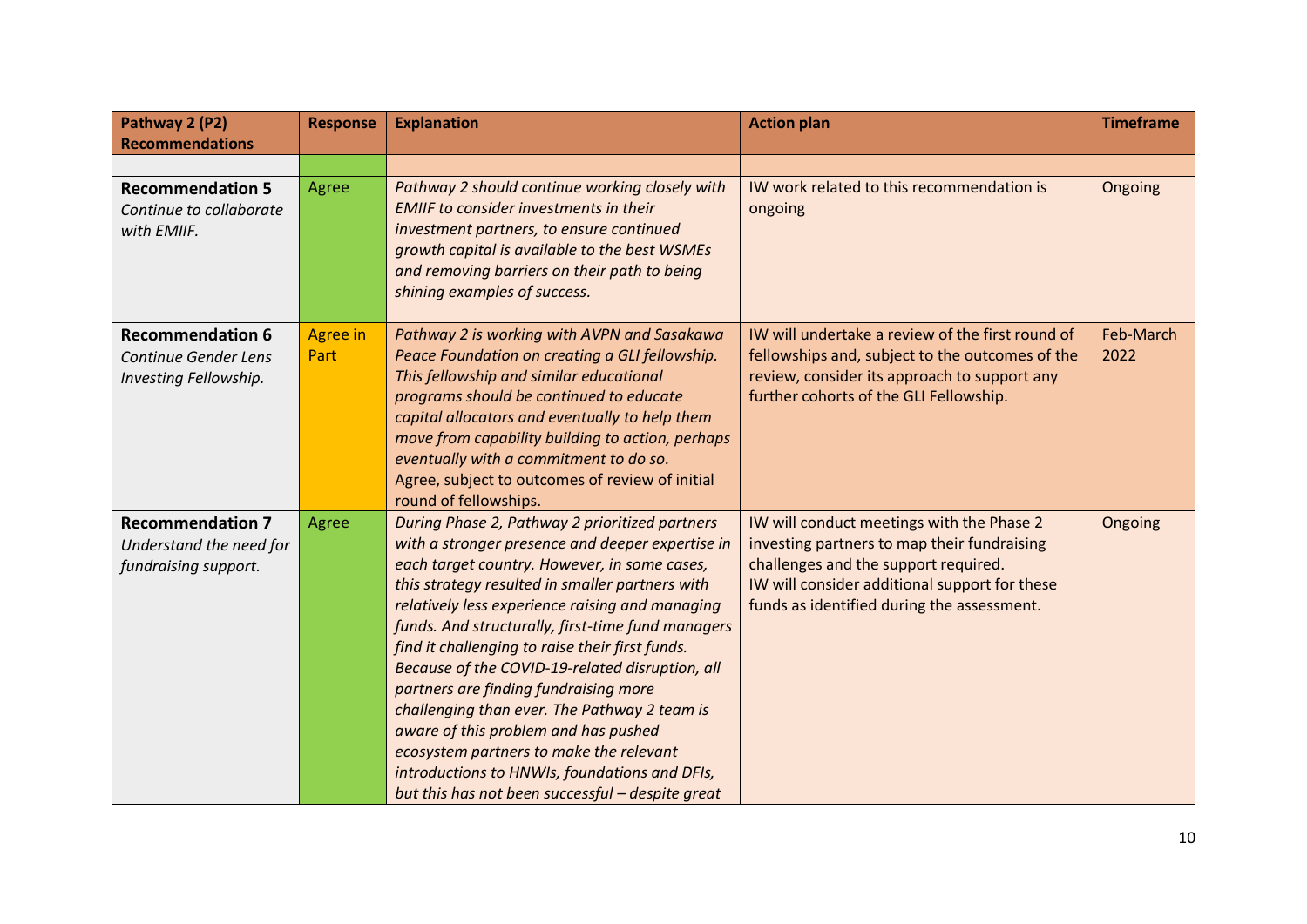| Pathway 2 (P2) Recommendations | Response | Explanation | Action plan | Timeframe |
|---|---|---|---|---|
| | | | | |
| **Recommendation 5** *Continue to collaborate with EMIIF.* | Agree | *Pathway 2 should continue working closely with EMIIF to consider investments in their investment partners, to ensure continued growth capital is available to the best WSMEs and removing barriers on their path to being shining examples of success.* | IW work related to this recommendation is ongoing | Ongoing |
| **Recommendation 6** *Continue Gender Lens Investing Fellowship.* | Agree in Part | *Pathway 2 is working with AVPN and Sasakawa Peace Foundation on creating a GLI fellowship. This fellowship and similar educational programs should be continued to educate capital allocators and eventually to help them move from capability building to action, perhaps eventually with a commitment to do so.* Agree, subject to outcomes of review of initial round of fellowships. | IW will undertake a review of the first round of fellowships and, subject to the outcomes of the review, consider its approach to support any further cohorts of the GLI Fellowship. | Feb-March 2022 |
| **Recommendation 7** *Understand the need for fundraising support.* | Agree | *During Phase 2, Pathway 2 prioritized partners with a stronger presence and deeper expertise in each target country. However, in some cases, this strategy resulted in smaller partners with relatively less experience raising and managing funds. And structurally, first-time fund managers find it challenging to raise their first funds. Because of the COVID-19-related disruption, all partners are finding fundraising more challenging than ever. The Pathway 2 team is aware of this problem and has pushed ecosystem partners to make the relevant introductions to HNWIs, foundations and DFIs, but this has not been successful – despite great* | IW will conduct meetings with the Phase 2 investing partners to map their fundraising challenges and the support required. IW will consider additional support for these funds as identified during the assessment. | Ongoing |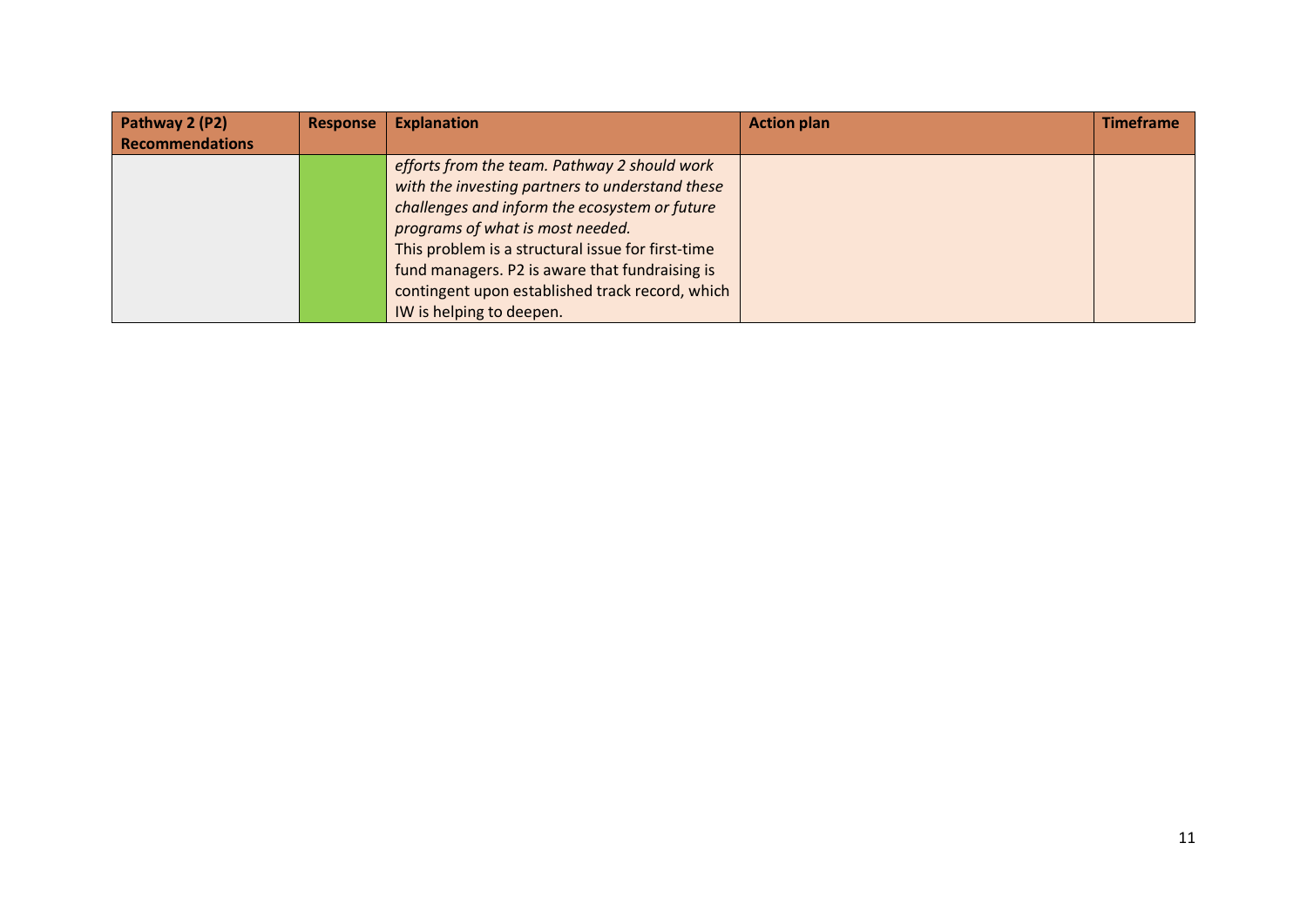| Pathway 2 (P2) Recommendations | Response | Explanation | Action plan | Timeframe |
|---|---|---|---|---|
| | | *efforts from the team. Pathway 2 should work with the investing partners to understand these challenges and inform the ecosystem or future programs of what is most needed.* This problem is a structural issue for first-time fund managers. P2 is aware that fundraising is contingent upon established track record, which IW is helping to deepen. | | |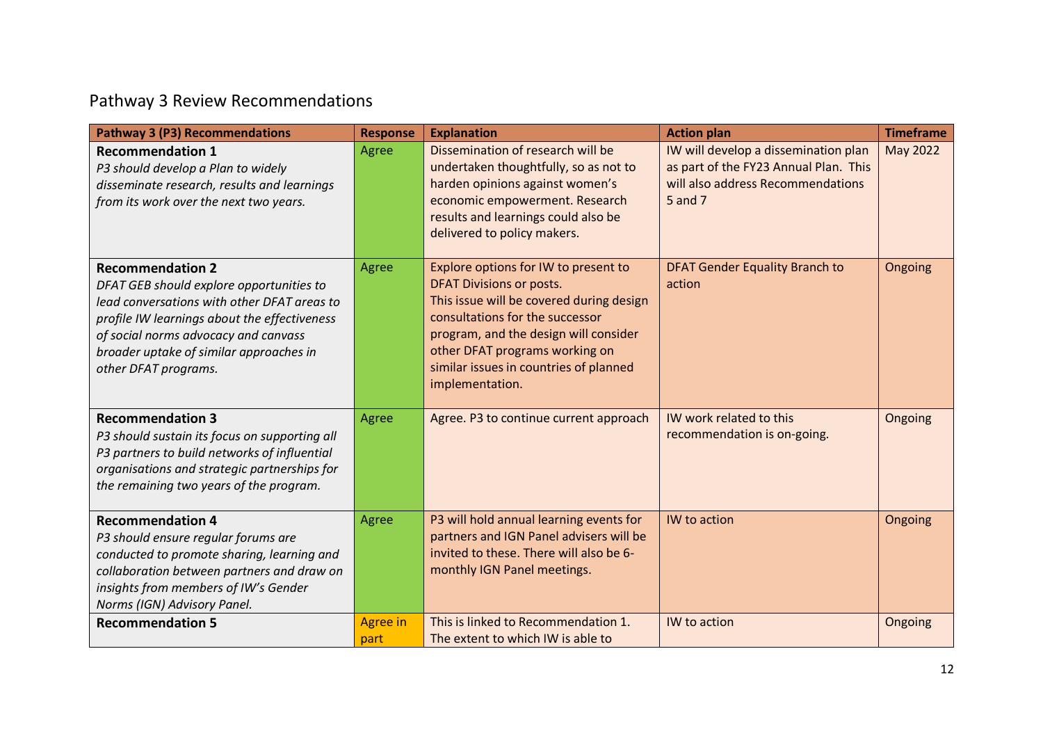## Pathway 3 Review Recommendations

| Pathway 3 (P3) Recommendations | Response | Explanation | Action plan | Timeframe |
|---|---|---|---|---|
| **Recommendation 1**<br>*P3 should develop a Plan to widely disseminate research, results and learnings from its work over the next two years.* | Agree | Dissemination of research will be undertaken thoughtfully, so as not to harden opinions against women's economic empowerment. Research results and learnings could also be delivered to policy makers. | IW will develop a dissemination plan as part of the FY23 Annual Plan. This will also address Recommendations 5 and 7 | May 2022 |
| **Recommendation 2**<br>*DFAT GEB should explore opportunities to lead conversations with other DFAT areas to profile IW learnings about the effectiveness of social norms advocacy and canvass broader uptake of similar approaches in other DFAT programs.* | Agree | Explore options for IW to present to DFAT Divisions or posts.<br>This issue will be covered during design consultations for the successor program, and the design will consider other DFAT programs working on similar issues in countries of planned implementation. | DFAT Gender Equality Branch to action | Ongoing |
| **Recommendation 3**<br>*P3 should sustain its focus on supporting all P3 partners to build networks of influential organisations and strategic partnerships for the remaining two years of the program.* | Agree | Agree. P3 to continue current approach | IW work related to this recommendation is on-going. | Ongoing |
| **Recommendation 4**<br>*P3 should ensure regular forums are conducted to promote sharing, learning and collaboration between partners and draw on insights from members of IW's Gender Norms (IGN) Advisory Panel.* | Agree | P3 will hold annual learning events for partners and IGN Panel advisers will be invited to these. There will also be 6-monthly IGN Panel meetings. | IW to action | Ongoing |
| **Recommendation 5** | Agree in part | This is linked to Recommendation 1. The extent to which IW is able to | IW to action | Ongoing |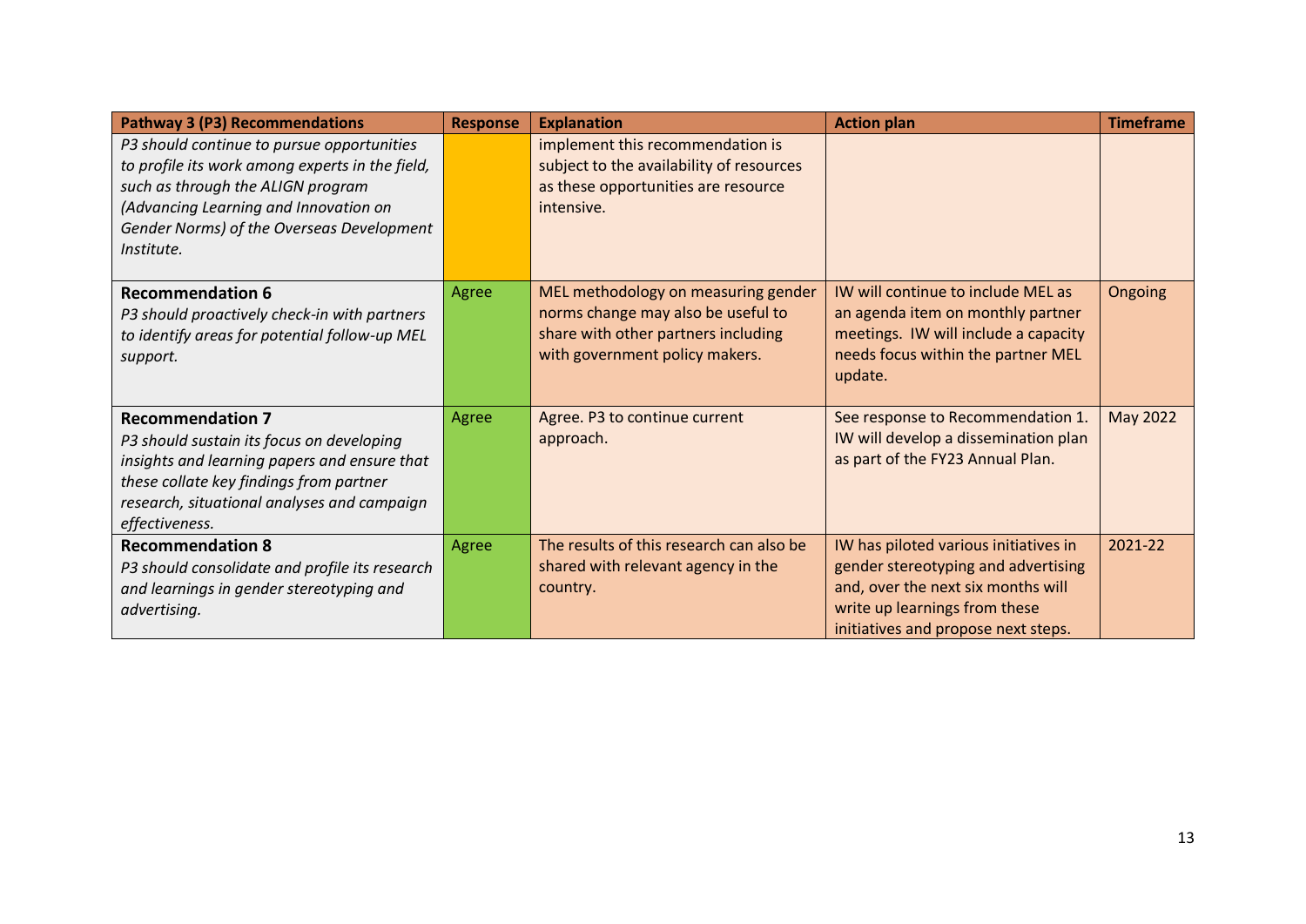| Pathway 3 (P3) Recommendations | Response | Explanation | Action plan | Timeframe |
|---|---|---|---|---|
| *P3 should continue to pursue opportunities to profile its work among experts in the field, such as through the ALIGN program (Advancing Learning and Innovation on Gender Norms) of the Overseas Development Institute.* | | implement this recommendation is subject to the availability of resources as these opportunities are resource intensive. | | |
| **Recommendation 6**<br>*P3 should proactively check-in with partners to identify areas for potential follow-up MEL support.* | Agree | MEL methodology on measuring gender norms change may also be useful to share with other partners including with government policy makers. | IW will continue to include MEL as an agenda item on monthly partner meetings. IW will include a capacity needs focus within the partner MEL update. | Ongoing |
| **Recommendation 7**<br>*P3 should sustain its focus on developing insights and learning papers and ensure that these collate key findings from partner research, situational analyses and campaign effectiveness.* | Agree | Agree. P3 to continue current approach. | See response to Recommendation 1. IW will develop a dissemination plan as part of the FY23 Annual Plan. | May 2022 |
| **Recommendation 8**<br>*P3 should consolidate and profile its research and learnings in gender stereotyping and advertising.* | Agree | The results of this research can also be shared with relevant agency in the country. | IW has piloted various initiatives in gender stereotyping and advertising and, over the next six months will write up learnings from these initiatives and propose next steps. | 2021-22 |